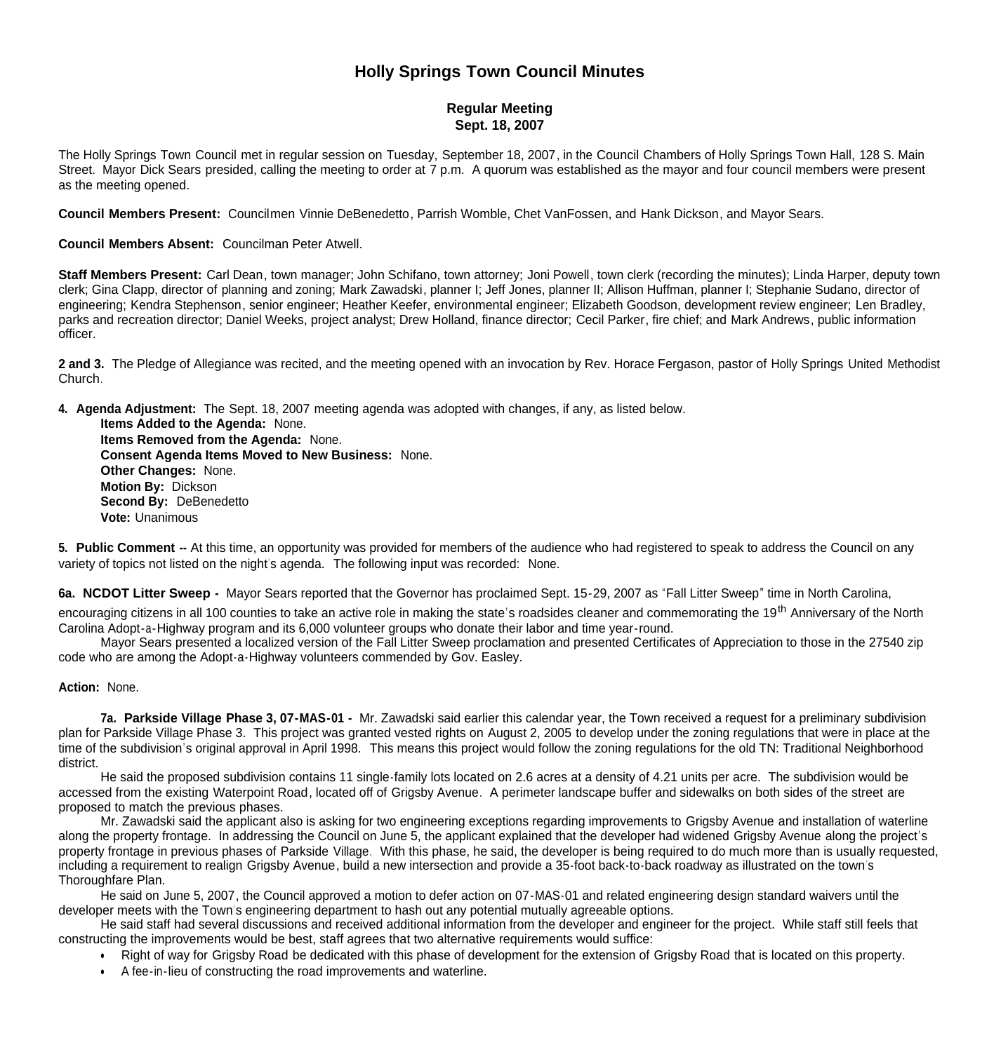# Holly Springs Town Council Minutes

### Regular Meeting
### Sept. 18, 2007

The Holly Springs Town Council met in regular session on Tuesday, September 18, 2007, in the Council Chambers of Holly Springs Town Hall, 128 S. Main Street. Mayor Dick Sears presided, calling the meeting to order at 7 p.m. A quorum was established as the mayor and four council members were present as the meeting opened.

**Council Members Present:** Councilmen Vinnie DeBenedetto, Parrish Womble, Chet VanFossen, and Hank Dickson, and Mayor Sears.

**Council Members Absent:** Councilman Peter Atwell.

**Staff Members Present:** Carl Dean, town manager; John Schifano, town attorney; Joni Powell, town clerk (recording the minutes); Linda Harper, deputy town clerk; Gina Clapp, director of planning and zoning; Mark Zawadski, planner I; Jeff Jones, planner II; Allison Huffman, planner I; Stephanie Sudano, director of engineering; Kendra Stephenson, senior engineer; Heather Keefer, environmental engineer; Elizabeth Goodson, development review engineer; Len Bradley, parks and recreation director; Daniel Weeks, project analyst; Drew Holland, finance director; Cecil Parker, fire chief; and Mark Andrews, public information officer.

**2 and 3.** The Pledge of Allegiance was recited, and the meeting opened with an invocation by Rev. Horace Fergason, pastor of Holly Springs United Methodist Church.

**4. Agenda Adjustment:** The Sept. 18, 2007 meeting agenda was adopted with changes, if any, as listed below.

**Items Added to the Agenda:** None.
**Items Removed from the Agenda:** None.
**Consent Agenda Items Moved to New Business:** None.
**Other Changes:** None.
**Motion By:** Dickson
**Second By:** DeBenedetto
**Vote:** Unanimous

**5. Public Comment --** At this time, an opportunity was provided for members of the audience who had registered to speak to address the Council on any variety of topics not listed on the night's agenda. The following input was recorded: None.

**6a. NCDOT Litter Sweep -** Mayor Sears reported that the Governor has proclaimed Sept. 15-29, 2007 as "Fall Litter Sweep" time in North Carolina, encouraging citizens in all 100 counties to take an active role in making the state's roadsides cleaner and commemorating the 19th Anniversary of the North Carolina Adopt-a-Highway program and its 6,000 volunteer groups who donate their labor and time year-round.

Mayor Sears presented a localized version of the Fall Litter Sweep proclamation and presented Certificates of Appreciation to those in the 27540 zip code who are among the Adopt-a-Highway volunteers commended by Gov. Easley.

**Action:** None.

**7a. Parkside Village Phase 3, 07-MAS-01 -** Mr. Zawadski said earlier this calendar year, the Town received a request for a preliminary subdivision plan for Parkside Village Phase 3. This project was granted vested rights on August 2, 2005 to develop under the zoning regulations that were in place at the time of the subdivision's original approval in April 1998. This means this project would follow the zoning regulations for the old TN: Traditional Neighborhood district.

He said the proposed subdivision contains 11 single-family lots located on 2.6 acres at a density of 4.21 units per acre. The subdivision would be accessed from the existing Waterpoint Road, located off of Grigsby Avenue. A perimeter landscape buffer and sidewalks on both sides of the street are proposed to match the previous phases.

Mr. Zawadski said the applicant also is asking for two engineering exceptions regarding improvements to Grigsby Avenue and installation of waterline along the property frontage. In addressing the Council on June 5, the applicant explained that the developer had widened Grigsby Avenue along the project's property frontage in previous phases of Parkside Village. With this phase, he said, the developer is being required to do much more than is usually requested, including a requirement to realign Grigsby Avenue, build a new intersection and provide a 35-foot back-to-back roadway as illustrated on the town's Thoroughfare Plan.

He said on June 5, 2007, the Council approved a motion to defer action on 07-MAS-01 and related engineering design standard waivers until the developer meets with the Town's engineering department to hash out any potential mutually agreeable options.

He said staff had several discussions and received additional information from the developer and engineer for the project. While staff still feels that constructing the improvements would be best, staff agrees that two alternative requirements would suffice:

- Right of way for Grigsby Road be dedicated with this phase of development for the extension of Grigsby Road that is located on this property.
- A fee-in-lieu of constructing the road improvements and waterline.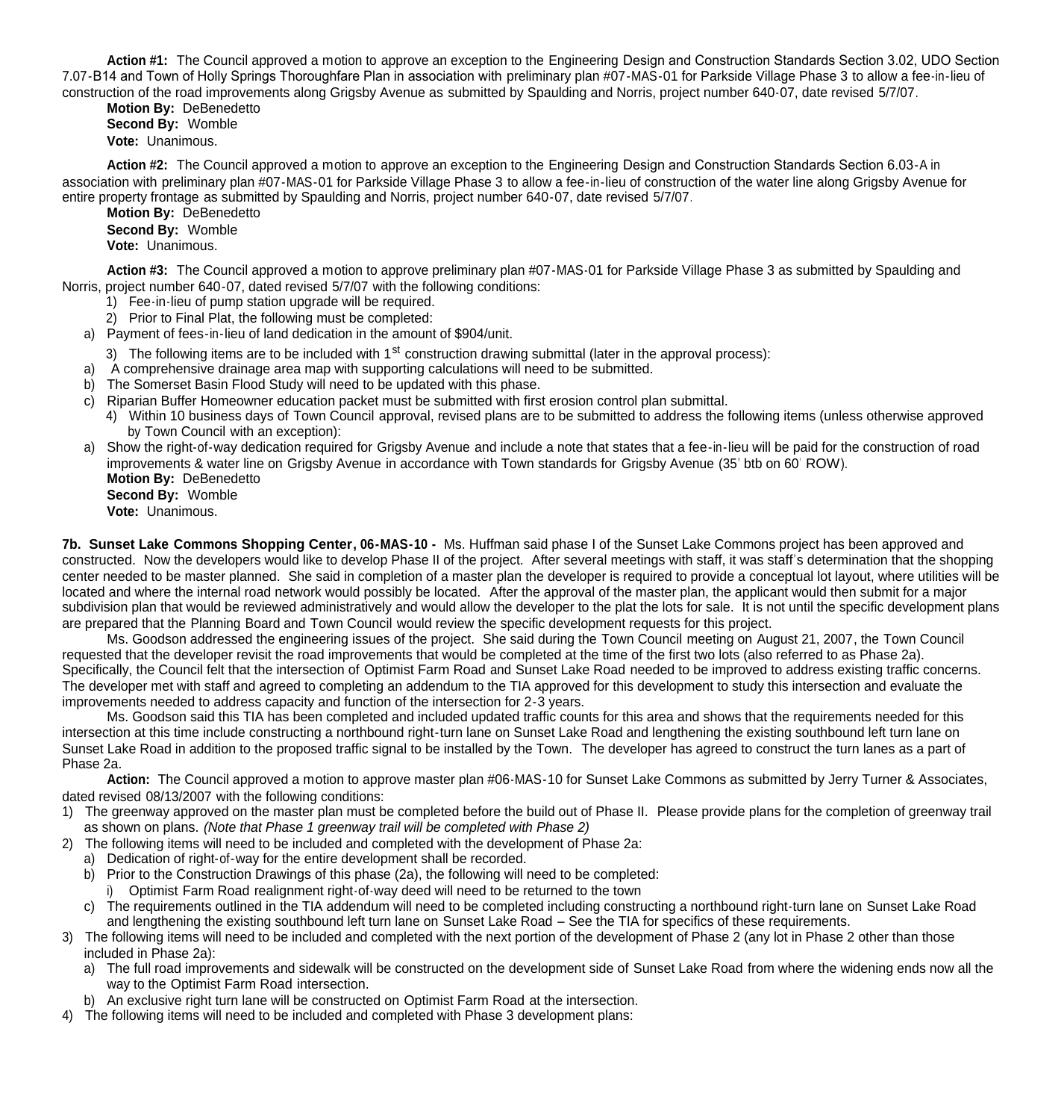**Action #1:** The Council approved a motion to approve an exception to the Engineering Design and Construction Standards Section 3.02, UDO Section 7.07-B14 and Town of Holly Springs Thoroughfare Plan in association with preliminary plan #07-MAS-01 for Parkside Village Phase 3 to allow a fee-in-lieu of construction of the road improvements along Grigsby Avenue as submitted by Spaulding and Norris, project number 640-07, date revised 5/7/07.

**Motion By:** DeBenedetto
**Second By:** Womble
**Vote:** Unanimous.

**Action #2:** The Council approved a motion to approve an exception to the Engineering Design and Construction Standards Section 6.03-A in association with preliminary plan #07-MAS-01 for Parkside Village Phase 3 to allow a fee-in-lieu of construction of the water line along Grigsby Avenue for entire property frontage as submitted by Spaulding and Norris, project number 640-07, date revised 5/7/07.

**Motion By:** DeBenedetto
**Second By:** Womble
**Vote:** Unanimous.

**Action #3:** The Council approved a motion to approve preliminary plan #07-MAS-01 for Parkside Village Phase 3 as submitted by Spaulding and Norris, project number 640-07, dated revised 5/7/07 with the following conditions:

1) Fee-in-lieu of pump station upgrade will be required.
2) Prior to Final Plat, the following must be completed:
   a) Payment of fees-in-lieu of land dedication in the amount of $904/unit.
3) The following items are to be included with 1st construction drawing submittal (later in the approval process):
   a) A comprehensive drainage area map with supporting calculations will need to be submitted.
   b) The Somerset Basin Flood Study will need to be updated with this phase.
   c) Riparian Buffer Homeowner education packet must be submitted with first erosion control plan submittal.
4) Within 10 business days of Town Council approval, revised plans are to be submitted to address the following items (unless otherwise approved by Town Council with an exception):
   a) Show the right-of-way dedication required for Grigsby Avenue and include a note that states that a fee-in-lieu will be paid for the construction of road improvements & water line on Grigsby Avenue in accordance with Town standards for Grigsby Avenue (35' btb on 60' ROW).

**Motion By:** DeBenedetto
**Second By:** Womble
**Vote:** Unanimous.

**7b. Sunset Lake Commons Shopping Center, 06-MAS-10 -** Ms. Huffman said phase I of the Sunset Lake Commons project has been approved and constructed. Now the developers would like to develop Phase II of the project. After several meetings with staff, it was staff's determination that the shopping center needed to be master planned. She said in completion of a master plan the developer is required to provide a conceptual lot layout, where utilities will be located and where the internal road network would possibly be located. After the approval of the master plan, the applicant would then submit for a major subdivision plan that would be reviewed administratively and would allow the developer to the plat the lots for sale. It is not until the specific development plans are prepared that the Planning Board and Town Council would review the specific development requests for this project.

Ms. Goodson addressed the engineering issues of the project. She said during the Town Council meeting on August 21, 2007, the Town Council requested that the developer revisit the road improvements that would be completed at the time of the first two lots (also referred to as Phase 2a). Specifically, the Council felt that the intersection of Optimist Farm Road and Sunset Lake Road needed to be improved to address existing traffic concerns. The developer met with staff and agreed to completing an addendum to the TIA approved for this development to study this intersection and evaluate the improvements needed to address capacity and function of the intersection for 2-3 years.

Ms. Goodson said this TIA has been completed and included updated traffic counts for this area and shows that the requirements needed for this intersection at this time include constructing a northbound right-turn lane on Sunset Lake Road and lengthening the existing southbound left turn lane on Sunset Lake Road in addition to the proposed traffic signal to be installed by the Town. The developer has agreed to construct the turn lanes as a part of Phase 2a.

**Action:** The Council approved a motion to approve master plan #06-MAS-10 for Sunset Lake Commons as submitted by Jerry Turner & Associates, dated revised 08/13/2007 with the following conditions:

1) The greenway approved on the master plan must be completed before the build out of Phase II. Please provide plans for the completion of greenway trail as shown on plans. *(Note that Phase 1 greenway trail will be completed with Phase 2)*
2) The following items will need to be included and completed with the development of Phase 2a:
   a) Dedication of right-of-way for the entire development shall be recorded.
   b) Prior to the Construction Drawings of this phase (2a), the following will need to be completed:
      i) Optimist Farm Road realignment right-of-way deed will need to be returned to the town
   c) The requirements outlined in the TIA addendum will need to be completed including constructing a northbound right-turn lane on Sunset Lake Road and lengthening the existing southbound left turn lane on Sunset Lake Road – See the TIA for specifics of these requirements.
3) The following items will need to be included and completed with the next portion of the development of Phase 2 (any lot in Phase 2 other than those included in Phase 2a):
   a) The full road improvements and sidewalk will be constructed on the development side of Sunset Lake Road from where the widening ends now all the way to the Optimist Farm Road intersection.
   b) An exclusive right turn lane will be constructed on Optimist Farm Road at the intersection.
4) The following items will need to be included and completed with Phase 3 development plans: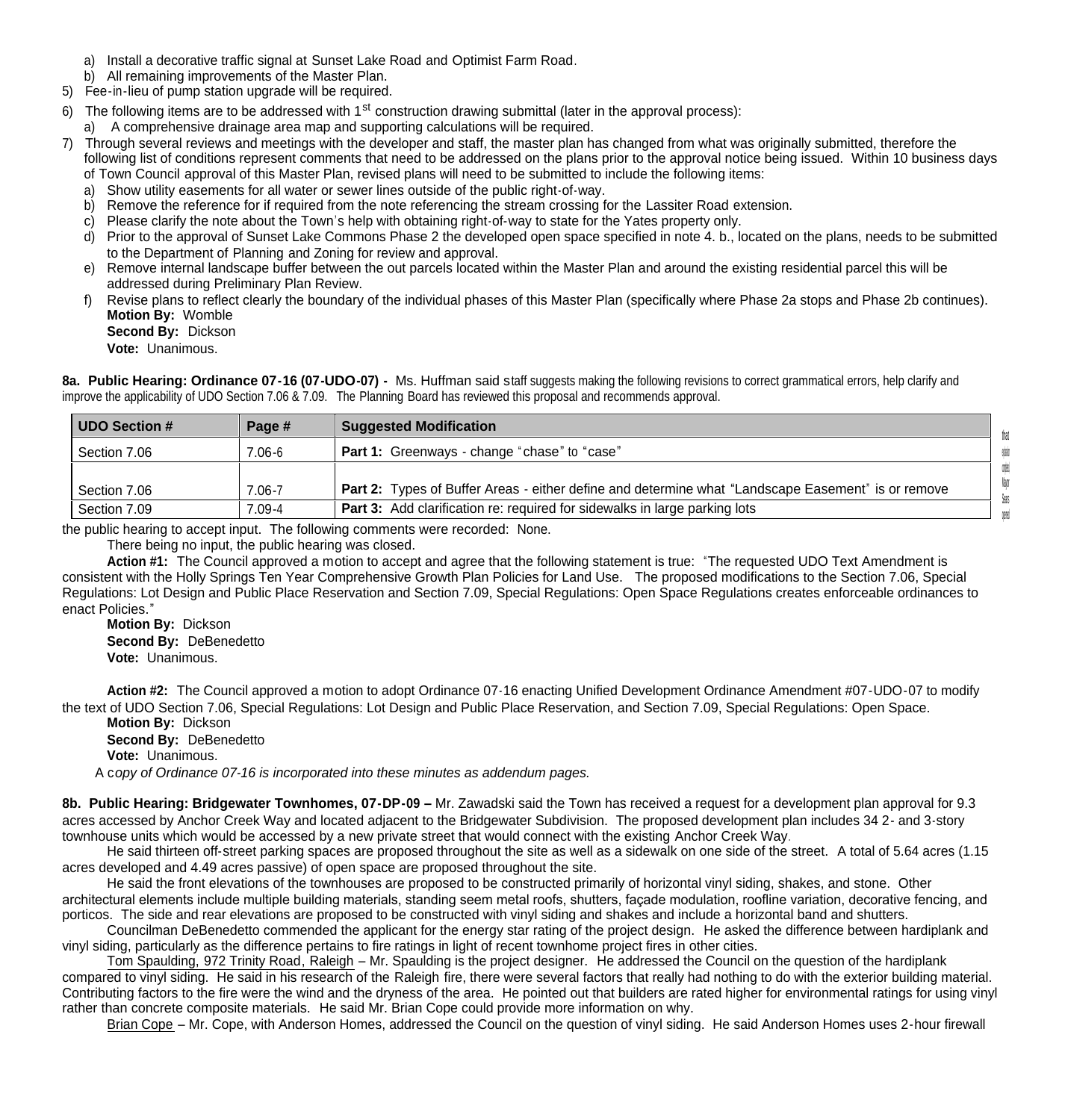a) Install a decorative traffic signal at Sunset Lake Road and Optimist Farm Road.
   b) All remaining improvements of the Master Plan.
5) Fee-in-lieu of pump station upgrade will be required.
6) The following items are to be addressed with 1st construction drawing submittal (later in the approval process):
   a) A comprehensive drainage area map and supporting calculations will be required.
7) Through several reviews and meetings with the developer and staff, the master plan has changed from what was originally submitted, therefore the following list of conditions represent comments that need to be addressed on the plans prior to the approval notice being issued. Within 10 business days of Town Council approval of this Master Plan, revised plans will need to be submitted to include the following items:
   a) Show utility easements for all water or sewer lines outside of the public right-of-way.
   b) Remove the reference for if required from the note referencing the stream crossing for the Lassiter Road extension.
   c) Please clarify the note about the Town's help with obtaining right-of-way to state for the Yates property only.
   d) Prior to the approval of Sunset Lake Commons Phase 2 the developed open space specified in note 4. b., located on the plans, needs to be submitted to the Department of Planning and Zoning for review and approval.
   e) Remove internal landscape buffer between the out parcels located within the Master Plan and around the existing residential parcel this will be addressed during Preliminary Plan Review.
   f) Revise plans to reflect clearly the boundary of the individual phases of this Master Plan (specifically where Phase 2a stops and Phase 2b continues).

   **Motion By:** Womble
   **Second By:** Dickson
   **Vote:** Unanimous.

**8a. Public Hearing: Ordinance 07-16 (07-UDO-07) -** Ms. Huffman said staff suggests making the following revisions to correct grammatical errors, help clarify and improve the applicability of UDO Section 7.06 & 7.09. The Planning Board has reviewed this proposal and recommends approval.

| UDO Section # | Page # | Suggested Modification |
|---|---|---|
| Section 7.06 | 7.06-6 | **Part 1:** Greenways - change "chase" to "case" |
| Section 7.06 | 7.06-7 | **Part 2:** Types of Buffer Areas - either define and determine what "Landscape Easement" is or remove |
| Section 7.09 | 7.09-4 | **Part 3:** Add clarification re: required for sidewalks in large parking lots |

the public hearing to accept input. The following comments were recorded: None.

There being no input, the public hearing was closed.

**Action #1:** The Council approved a motion to accept and agree that the following statement is true: "The requested UDO Text Amendment is consistent with the Holly Springs Ten Year Comprehensive Growth Plan Policies for Land Use. The proposed modifications to the Section 7.06, Special Regulations: Lot Design and Public Place Reservation and Section 7.09, Special Regulations: Open Space Regulations creates enforceable ordinances to enact Policies."

**Motion By:** Dickson
**Second By:** DeBenedetto
**Vote:** Unanimous.

**Action #2:** The Council approved a motion to adopt Ordinance 07-16 enacting Unified Development Ordinance Amendment #07-UDO-07 to modify the text of UDO Section 7.06, Special Regulations: Lot Design and Public Place Reservation, and Section 7.09, Special Regulations: Open Space.

**Motion By:** Dickson
**Second By:** DeBenedetto
**Vote:** Unanimous.

A c*opy of Ordinance 07-16 is incorporated into these minutes as addendum pages.*

**8b. Public Hearing: Bridgewater Townhomes, 07-DP-09 –** Mr. Zawadski said the Town has received a request for a development plan approval for 9.3 acres accessed by Anchor Creek Way and located adjacent to the Bridgewater Subdivision. The proposed development plan includes 34 2- and 3-story townhouse units which would be accessed by a new private street that would connect with the existing Anchor Creek Way.

He said thirteen off-street parking spaces are proposed throughout the site as well as a sidewalk on one side of the street. A total of 5.64 acres (1.15 acres developed and 4.49 acres passive) of open space are proposed throughout the site.

He said the front elevations of the townhouses are proposed to be constructed primarily of horizontal vinyl siding, shakes, and stone. Other architectural elements include multiple building materials, standing seem metal roofs, shutters, façade modulation, roofline variation, decorative fencing, and porticos. The side and rear elevations are proposed to be constructed with vinyl siding and shakes and include a horizontal band and shutters.

Councilman DeBenedetto commended the applicant for the energy star rating of the project design. He asked the difference between hardiplank and vinyl siding, particularly as the difference pertains to fire ratings in light of recent townhome project fires in other cities.

Tom Spaulding, 972 Trinity Road, Raleigh – Mr. Spaulding is the project designer. He addressed the Council on the question of the hardiplank compared to vinyl siding. He said in his research of the Raleigh fire, there were several factors that really had nothing to do with the exterior building material. Contributing factors to the fire were the wind and the dryness of the area. He pointed out that builders are rated higher for environmental ratings for using vinyl rather than concrete composite materials. He said Mr. Brian Cope could provide more information on why.

Brian Cope – Mr. Cope, with Anderson Homes, addressed the Council on the question of vinyl siding. He said Anderson Homes uses 2-hour firewall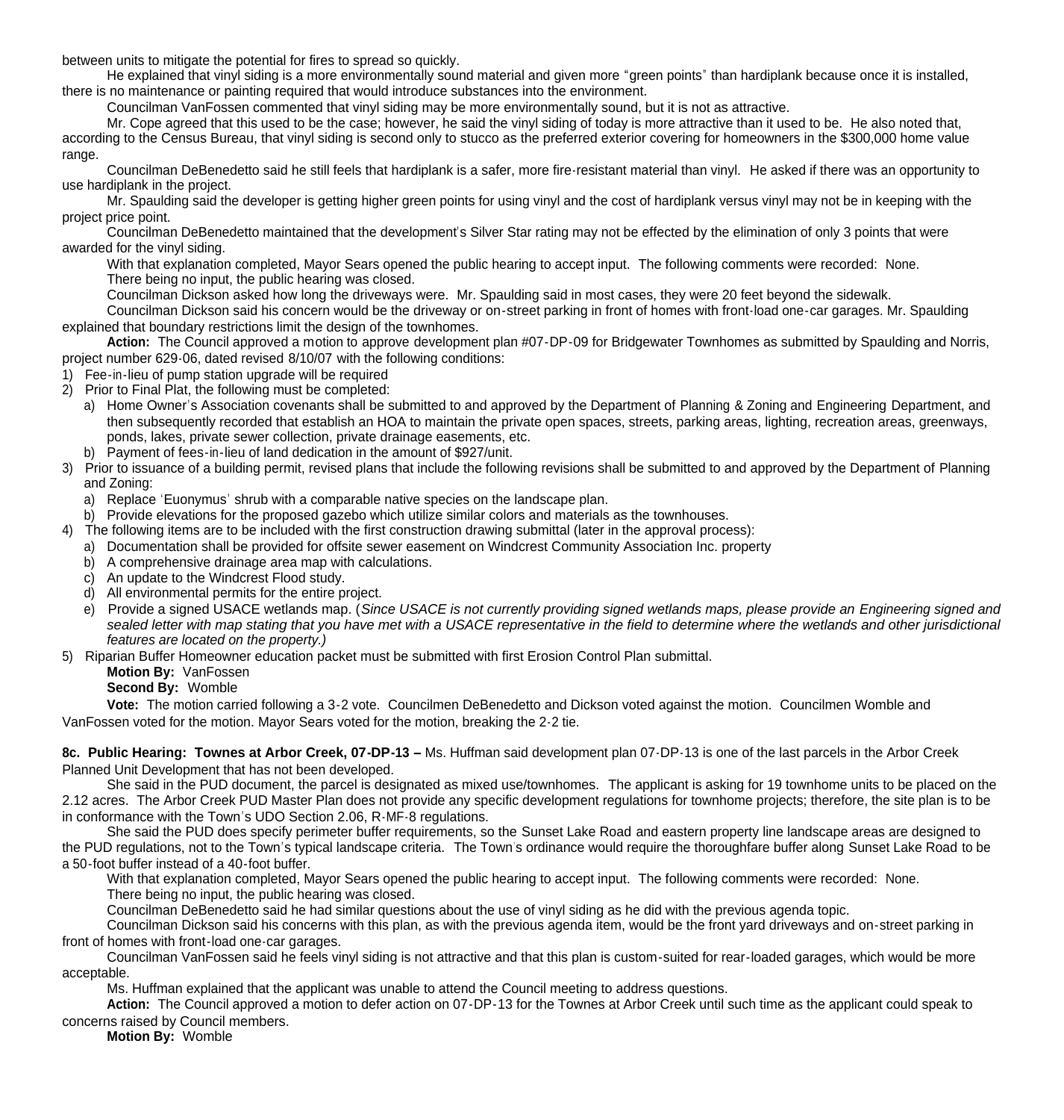between units to mitigate the potential for fires to spread so quickly.

He explained that vinyl siding is a more environmentally sound material and given more "green points" than hardiplank because once it is installed, there is no maintenance or painting required that would introduce substances into the environment.

Councilman VanFossen commented that vinyl siding may be more environmentally sound, but it is not as attractive.

Mr. Cope agreed that this used to be the case; however, he said the vinyl siding of today is more attractive than it used to be. He also noted that, according to the Census Bureau, that vinyl siding is second only to stucco as the preferred exterior covering for homeowners in the $300,000 home value range.

Councilman DeBenedetto said he still feels that hardiplank is a safer, more fire-resistant material than vinyl. He asked if there was an opportunity to use hardiplank in the project.

Mr. Spaulding said the developer is getting higher green points for using vinyl and the cost of hardiplank versus vinyl may not be in keeping with the project price point.

Councilman DeBenedetto maintained that the development's Silver Star rating may not be effected by the elimination of only 3 points that were awarded for the vinyl siding.

With that explanation completed, Mayor Sears opened the public hearing to accept input. The following comments were recorded: None.

There being no input, the public hearing was closed.

Councilman Dickson asked how long the driveways were. Mr. Spaulding said in most cases, they were 20 feet beyond the sidewalk.

Councilman Dickson said his concern would be the driveway or on-street parking in front of homes with front-load one-car garages. Mr. Spaulding explained that boundary restrictions limit the design of the townhomes.

**Action:** The Council approved a motion to approve development plan #07-DP-09 for Bridgewater Townhomes as submitted by Spaulding and Norris, project number 629-06, dated revised 8/10/07 with the following conditions:

1) Fee-in-lieu of pump station upgrade will be required
2) Prior to Final Plat, the following must be completed:
   a) Home Owner's Association covenants shall be submitted to and approved by the Department of Planning & Zoning and Engineering Department, and then subsequently recorded that establish an HOA to maintain the private open spaces, streets, parking areas, lighting, recreation areas, greenways, ponds, lakes, private sewer collection, private drainage easements, etc.
   b) Payment of fees-in-lieu of land dedication in the amount of $927/unit.
3) Prior to issuance of a building permit, revised plans that include the following revisions shall be submitted to and approved by the Department of Planning and Zoning:
   a) Replace 'Euonymus' shrub with a comparable native species on the landscape plan.
   b) Provide elevations for the proposed gazebo which utilize similar colors and materials as the townhouses.
4) The following items are to be included with the first construction drawing submittal (later in the approval process):
   a) Documentation shall be provided for offsite sewer easement on Windcrest Community Association Inc. property
   b) A comprehensive drainage area map with calculations.
   c) An update to the Windcrest Flood study.
   d) All environmental permits for the entire project.
   e) Provide a signed USACE wetlands map. (*Since USACE is not currently providing signed wetlands maps, please provide an Engineering signed and sealed letter with map stating that you have met with a USACE representative in the field to determine where the wetlands and other jurisdictional features are located on the property.)*
5) Riparian Buffer Homeowner education packet must be submitted with first Erosion Control Plan submittal.

**Motion By:** VanFossen

**Second By:** Womble

**Vote:** The motion carried following a 3-2 vote. Councilmen DeBenedetto and Dickson voted against the motion. Councilmen Womble and VanFossen voted for the motion. Mayor Sears voted for the motion, breaking the 2-2 tie.

**8c. Public Hearing: Townes at Arbor Creek, 07-DP-13 –** Ms. Huffman said development plan 07-DP-13 is one of the last parcels in the Arbor Creek Planned Unit Development that has not been developed.

She said in the PUD document, the parcel is designated as mixed use/townhomes. The applicant is asking for 19 townhome units to be placed on the 2.12 acres. The Arbor Creek PUD Master Plan does not provide any specific development regulations for townhome projects; therefore, the site plan is to be in conformance with the Town's UDO Section 2.06, R-MF-8 regulations.

She said the PUD does specify perimeter buffer requirements, so the Sunset Lake Road and eastern property line landscape areas are designed to the PUD regulations, not to the Town's typical landscape criteria. The Town's ordinance would require the thoroughfare buffer along Sunset Lake Road to be a 50-foot buffer instead of a 40-foot buffer.

With that explanation completed, Mayor Sears opened the public hearing to accept input. The following comments were recorded: None.

There being no input, the public hearing was closed.

Councilman DeBenedetto said he had similar questions about the use of vinyl siding as he did with the previous agenda topic.

Councilman Dickson said his concerns with this plan, as with the previous agenda item, would be the front yard driveways and on-street parking in front of homes with front-load one-car garages.

Councilman VanFossen said he feels vinyl siding is not attractive and that this plan is custom-suited for rear-loaded garages, which would be more acceptable.

Ms. Huffman explained that the applicant was unable to attend the Council meeting to address questions.

**Action:** The Council approved a motion to defer action on 07-DP-13 for the Townes at Arbor Creek until such time as the applicant could speak to concerns raised by Council members.

**Motion By:** Womble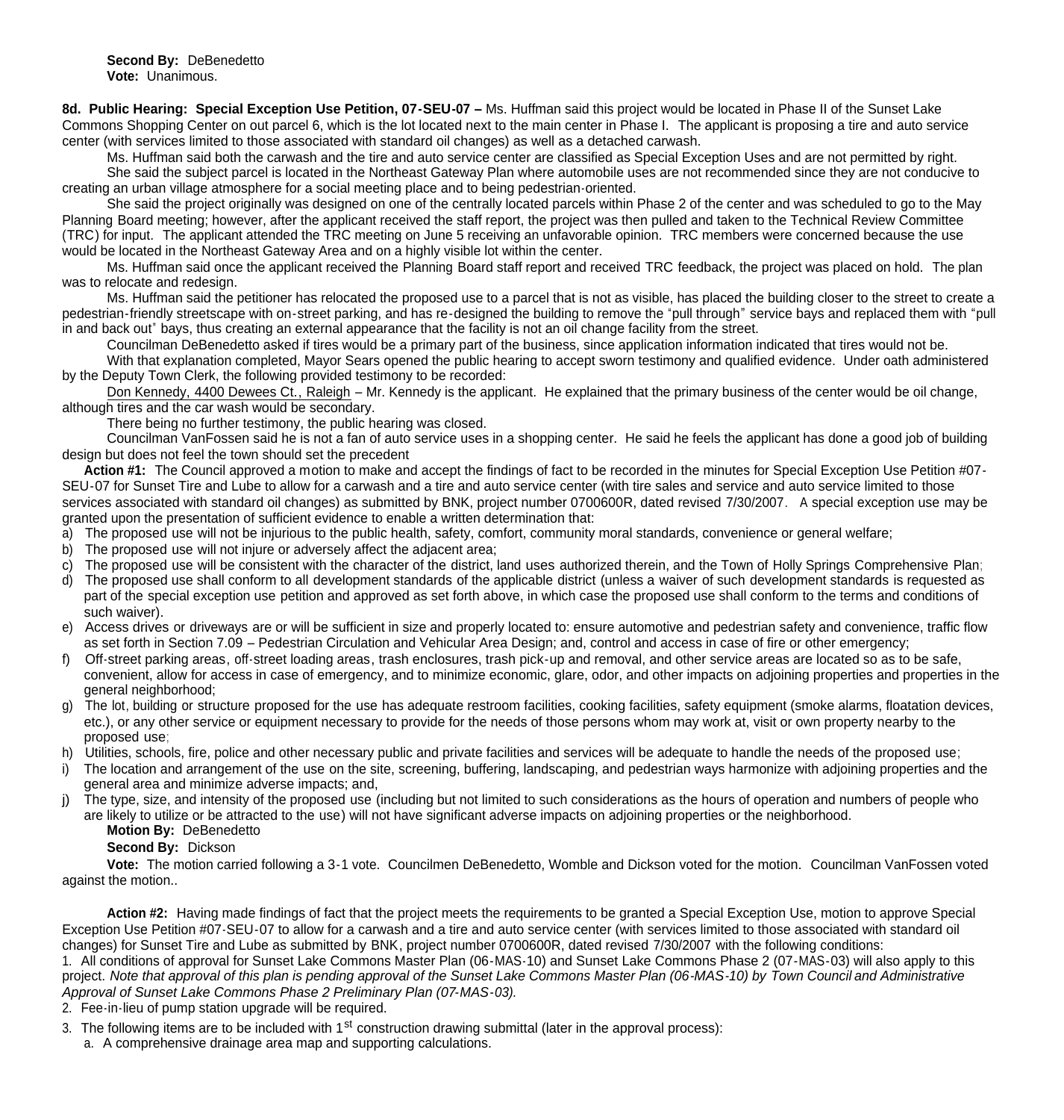**Second By:** DeBenedetto
**Vote:** Unanimous.

**8d. Public Hearing: Special Exception Use Petition, 07-SEU-07 –** Ms. Huffman said this project would be located in Phase II of the Sunset Lake Commons Shopping Center on out parcel 6, which is the lot located next to the main center in Phase I. The applicant is proposing a tire and auto service center (with services limited to those associated with standard oil changes) as well as a detached carwash.

Ms. Huffman said both the carwash and the tire and auto service center are classified as Special Exception Uses and are not permitted by right.

She said the subject parcel is located in the Northeast Gateway Plan where automobile uses are not recommended since they are not conducive to creating an urban village atmosphere for a social meeting place and to being pedestrian-oriented.

She said the project originally was designed on one of the centrally located parcels within Phase 2 of the center and was scheduled to go to the May Planning Board meeting; however, after the applicant received the staff report, the project was then pulled and taken to the Technical Review Committee (TRC) for input. The applicant attended the TRC meeting on June 5 receiving an unfavorable opinion. TRC members were concerned because the use would be located in the Northeast Gateway Area and on a highly visible lot within the center.

Ms. Huffman said once the applicant received the Planning Board staff report and received TRC feedback, the project was placed on hold. The plan was to relocate and redesign.

Ms. Huffman said the petitioner has relocated the proposed use to a parcel that is not as visible, has placed the building closer to the street to create a pedestrian-friendly streetscape with on-street parking, and has re-designed the building to remove the "pull through" service bays and replaced them with "pull in and back out" bays, thus creating an external appearance that the facility is not an oil change facility from the street.

Councilman DeBenedetto asked if tires would be a primary part of the business, since application information indicated that tires would not be.

With that explanation completed, Mayor Sears opened the public hearing to accept sworn testimony and qualified evidence. Under oath administered by the Deputy Town Clerk, the following provided testimony to be recorded:

Don Kennedy, 4400 Dewees Ct., Raleigh – Mr. Kennedy is the applicant. He explained that the primary business of the center would be oil change, although tires and the car wash would be secondary.

There being no further testimony, the public hearing was closed.

Councilman VanFossen said he is not a fan of auto service uses in a shopping center. He said he feels the applicant has done a good job of building design but does not feel the town should set the precedent

**Action #1:** The Council approved a motion to make and accept the findings of fact to be recorded in the minutes for Special Exception Use Petition #07-SEU-07 for Sunset Tire and Lube to allow for a carwash and a tire and auto service center (with tire sales and service and auto service limited to those services associated with standard oil changes) as submitted by BNK, project number 0700600R, dated revised 7/30/2007. A special exception use may be granted upon the presentation of sufficient evidence to enable a written determination that:

a) The proposed use will not be injurious to the public health, safety, comfort, community moral standards, convenience or general welfare;
b) The proposed use will not injure or adversely affect the adjacent area;
c) The proposed use will be consistent with the character of the district, land uses authorized therein, and the Town of Holly Springs Comprehensive Plan;
d) The proposed use shall conform to all development standards of the applicable district (unless a waiver of such development standards is requested as part of the special exception use petition and approved as set forth above, in which case the proposed use shall conform to the terms and conditions of such waiver).
e) Access drives or driveways are or will be sufficient in size and properly located to: ensure automotive and pedestrian safety and convenience, traffic flow as set forth in Section 7.09 – Pedestrian Circulation and Vehicular Area Design; and, control and access in case of fire or other emergency;
f) Off-street parking areas, off-street loading areas, trash enclosures, trash pick-up and removal, and other service areas are located so as to be safe, convenient, allow for access in case of emergency, and to minimize economic, glare, odor, and other impacts on adjoining properties and properties in the general neighborhood;
g) The lot, building or structure proposed for the use has adequate restroom facilities, cooking facilities, safety equipment (smoke alarms, floatation devices, etc.), or any other service or equipment necessary to provide for the needs of those persons whom may work at, visit or own property nearby to the proposed use;
h) Utilities, schools, fire, police and other necessary public and private facilities and services will be adequate to handle the needs of the proposed use;
i) The location and arrangement of the use on the site, screening, buffering, landscaping, and pedestrian ways harmonize with adjoining properties and the general area and minimize adverse impacts; and,
j) The type, size, and intensity of the proposed use (including but not limited to such considerations as the hours of operation and numbers of people who are likely to utilize or be attracted to the use) will not have significant adverse impacts on adjoining properties or the neighborhood.

**Motion By:** DeBenedetto
**Second By:** Dickson
**Vote:** The motion carried following a 3-1 vote. Councilmen DeBenedetto, Womble and Dickson voted for the motion. Councilman VanFossen voted against the motion..

**Action #2:** Having made findings of fact that the project meets the requirements to be granted a Special Exception Use, motion to approve Special Exception Use Petition #07-SEU-07 to allow for a carwash and a tire and auto service center (with services limited to those associated with standard oil changes) for Sunset Tire and Lube as submitted by BNK, project number 0700600R, dated revised 7/30/2007 with the following conditions:

1. All conditions of approval for Sunset Lake Commons Master Plan (06-MAS-10) and Sunset Lake Commons Phase 2 (07-MAS-03) will also apply to this project. *Note that approval of this plan is pending approval of the Sunset Lake Commons Master Plan (06-MAS-10) by Town Council and Administrative Approval of Sunset Lake Commons Phase 2 Preliminary Plan (07-MAS-03).*
2. Fee-in-lieu of pump station upgrade will be required.
3. The following items are to be included with 1st construction drawing submittal (later in the approval process):
   a. A comprehensive drainage area map and supporting calculations.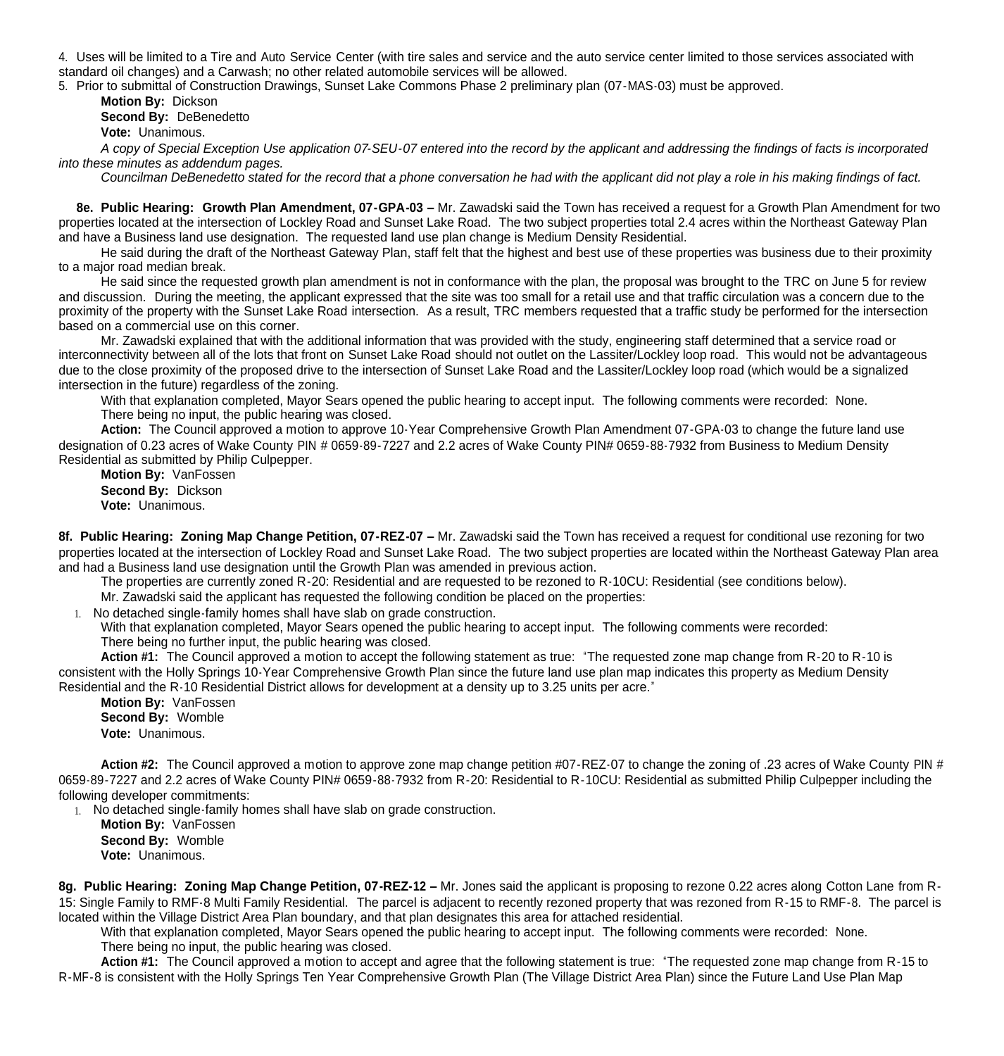4. Uses will be limited to a Tire and Auto Service Center (with tire sales and service and the auto service center limited to those services associated with standard oil changes) and a Carwash; no other related automobile services will be allowed.
5. Prior to submittal of Construction Drawings, Sunset Lake Commons Phase 2 preliminary plan (07-MAS-03) must be approved.

**Motion By:** Dickson
**Second By:** DeBenedetto
**Vote:** Unanimous.

*A copy of Special Exception Use application 07-SEU-07 entered into the record by the applicant and addressing the findings of facts is incorporated into these minutes as addendum pages.*

*Councilman DeBenedetto stated for the record that a phone conversation he had with the applicant did not play a role in his making findings of fact.*

**8e. Public Hearing: Growth Plan Amendment, 07-GPA-03 –** Mr. Zawadski said the Town has received a request for a Growth Plan Amendment for two properties located at the intersection of Lockley Road and Sunset Lake Road. The two subject properties total 2.4 acres within the Northeast Gateway Plan and have a Business land use designation. The requested land use plan change is Medium Density Residential.

He said during the draft of the Northeast Gateway Plan, staff felt that the highest and best use of these properties was business due to their proximity to a major road median break.

He said since the requested growth plan amendment is not in conformance with the plan, the proposal was brought to the TRC on June 5 for review and discussion. During the meeting, the applicant expressed that the site was too small for a retail use and that traffic circulation was a concern due to the proximity of the property with the Sunset Lake Road intersection. As a result, TRC members requested that a traffic study be performed for the intersection based on a commercial use on this corner.

Mr. Zawadski explained that with the additional information that was provided with the study, engineering staff determined that a service road or interconnectivity between all of the lots that front on Sunset Lake Road should not outlet on the Lassiter/Lockley loop road. This would not be advantageous due to the close proximity of the proposed drive to the intersection of Sunset Lake Road and the Lassiter/Lockley loop road (which would be a signalized intersection in the future) regardless of the zoning.

With that explanation completed, Mayor Sears opened the public hearing to accept input. The following comments were recorded: None.

There being no input, the public hearing was closed.

**Action:** The Council approved a motion to approve 10-Year Comprehensive Growth Plan Amendment 07-GPA-03 to change the future land use designation of 0.23 acres of Wake County PIN # 0659-89-7227 and 2.2 acres of Wake County PIN# 0659-88-7932 from Business to Medium Density Residential as submitted by Philip Culpepper.

**Motion By:** VanFossen
**Second By:** Dickson
**Vote:** Unanimous.

**8f. Public Hearing: Zoning Map Change Petition, 07-REZ-07 –** Mr. Zawadski said the Town has received a request for conditional use rezoning for two properties located at the intersection of Lockley Road and Sunset Lake Road. The two subject properties are located within the Northeast Gateway Plan area and had a Business land use designation until the Growth Plan was amended in previous action.

The properties are currently zoned R-20: Residential and are requested to be rezoned to R-10CU: Residential (see conditions below).

Mr. Zawadski said the applicant has requested the following condition be placed on the properties:

1. No detached single-family homes shall have slab on grade construction.

With that explanation completed, Mayor Sears opened the public hearing to accept input. The following comments were recorded:

There being no further input, the public hearing was closed.

**Action #1:** The Council approved a motion to accept the following statement as true: "The requested zone map change from R-20 to R-10 is consistent with the Holly Springs 10-Year Comprehensive Growth Plan since the future land use plan map indicates this property as Medium Density Residential and the R-10 Residential District allows for development at a density up to 3.25 units per acre."

**Motion By:** VanFossen
**Second By:** Womble
**Vote:** Unanimous.

**Action #2:** The Council approved a motion to approve zone map change petition #07-REZ-07 to change the zoning of .23 acres of Wake County PIN # 0659-89-7227 and 2.2 acres of Wake County PIN# 0659-88-7932 from R-20: Residential to R-10CU: Residential as submitted Philip Culpepper including the following developer commitments:

1. No detached single-family homes shall have slab on grade construction.

**Motion By:** VanFossen
**Second By:** Womble
**Vote:** Unanimous.

**8g. Public Hearing: Zoning Map Change Petition, 07-REZ-12 –** Mr. Jones said the applicant is proposing to rezone 0.22 acres along Cotton Lane from R-15: Single Family to RMF-8 Multi Family Residential. The parcel is adjacent to recently rezoned property that was rezoned from R-15 to RMF-8. The parcel is located within the Village District Area Plan boundary, and that plan designates this area for attached residential.

With that explanation completed, Mayor Sears opened the public hearing to accept input. The following comments were recorded: None.

There being no input, the public hearing was closed.

**Action #1:** The Council approved a motion to accept and agree that the following statement is true: "The requested zone map change from R-15 to R-MF-8 is consistent with the Holly Springs Ten Year Comprehensive Growth Plan (The Village District Area Plan) since the Future Land Use Plan Map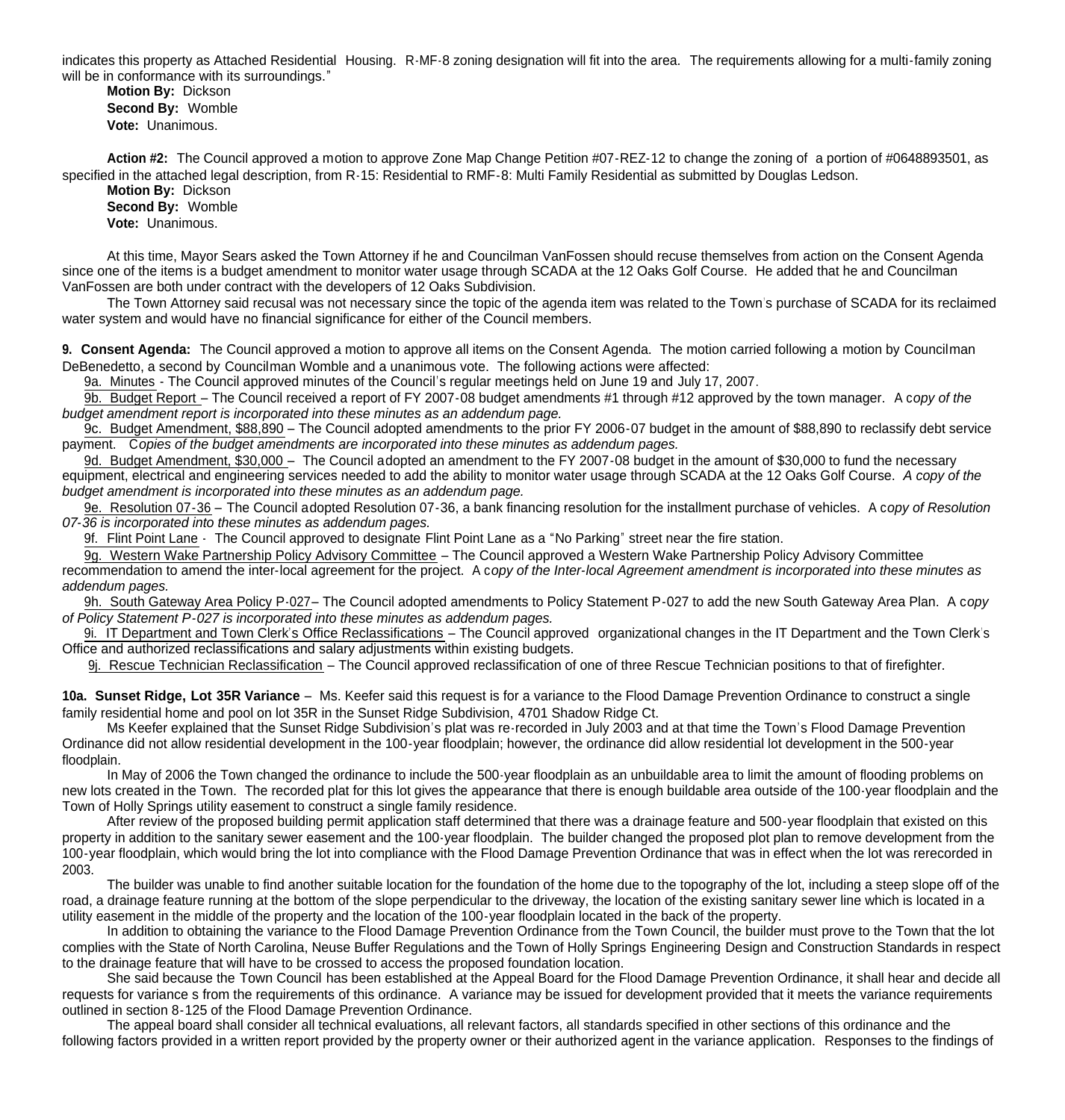indicates this property as Attached Residential Housing. R-MF-8 zoning designation will fit into the area. The requirements allowing for a multi-family zoning will be in conformance with its surroundings."

**Motion By:** Dickson
**Second By:** Womble
**Vote:** Unanimous.

**Action #2:** The Council approved a motion to approve Zone Map Change Petition #07-REZ-12 to change the zoning of a portion of #0648893501, as specified in the attached legal description, from R-15: Residential to RMF-8: Multi Family Residential as submitted by Douglas Ledson.

**Motion By:** Dickson
**Second By:** Womble
**Vote:** Unanimous.

At this time, Mayor Sears asked the Town Attorney if he and Councilman VanFossen should recuse themselves from action on the Consent Agenda since one of the items is a budget amendment to monitor water usage through SCADA at the 12 Oaks Golf Course. He added that he and Councilman VanFossen are both under contract with the developers of 12 Oaks Subdivision.

The Town Attorney said recusal was not necessary since the topic of the agenda item was related to the Town's purchase of SCADA for its reclaimed water system and would have no financial significance for either of the Council members.

**9. Consent Agenda:** The Council approved a motion to approve all items on the Consent Agenda. The motion carried following a motion by Councilman DeBenedetto, a second by Councilman Womble and a unanimous vote. The following actions were affected:

9a. Minutes - The Council approved minutes of the Council's regular meetings held on June 19 and July 17, 2007.

9b. Budget Report – The Council received a report of FY 2007-08 budget amendments #1 through #12 approved by the town manager. A c*opy of the budget amendment report is incorporated into these minutes as an addendum page.*

9c. Budget Amendment, $88,890 – The Council adopted amendments to the prior FY 2006-07 budget in the amount of $88,890 to reclassify debt service payment. C*opies of the budget amendments are incorporated into these minutes as addendum pages.*

9d. Budget Amendment, $30,000 – The Council adopted an amendment to the FY 2007-08 budget in the amount of $30,000 to fund the necessary equipment, electrical and engineering services needed to add the ability to monitor water usage through SCADA at the 12 Oaks Golf Course. *A copy of the budget amendment is incorporated into these minutes as an addendum page.*

9e. Resolution 07-36 – The Council adopted Resolution 07-36, a bank financing resolution for the installment purchase of vehicles. A c*opy of Resolution 07-36 is incorporated into these minutes as addendum pages.*

9f. Flint Point Lane - The Council approved to designate Flint Point Lane as a "No Parking" street near the fire station.

9g. Western Wake Partnership Policy Advisory Committee – The Council approved a Western Wake Partnership Policy Advisory Committee recommendation to amend the inter-local agreement for the project. A c*opy of the Inter-local Agreement amendment is incorporated into these minutes as addendum pages.*

9h. South Gateway Area Policy P-027– The Council adopted amendments to Policy Statement P-027 to add the new South Gateway Area Plan. A c*opy of Policy Statement P-027 is incorporated into these minutes as addendum pages.*

9i. IT Department and Town Clerk's Office Reclassifications – The Council approved organizational changes in the IT Department and the Town Clerk's Office and authorized reclassifications and salary adjustments within existing budgets.

9j. Rescue Technician Reclassification – The Council approved reclassification of one of three Rescue Technician positions to that of firefighter.

**10a. Sunset Ridge, Lot 35R Variance** – Ms. Keefer said this request is for a variance to the Flood Damage Prevention Ordinance to construct a single family residential home and pool on lot 35R in the Sunset Ridge Subdivision, 4701 Shadow Ridge Ct.

Ms Keefer explained that the Sunset Ridge Subdivision's plat was re-recorded in July 2003 and at that time the Town's Flood Damage Prevention Ordinance did not allow residential development in the 100-year floodplain; however, the ordinance did allow residential lot development in the 500-year floodplain.

In May of 2006 the Town changed the ordinance to include the 500-year floodplain as an unbuildable area to limit the amount of flooding problems on new lots created in the Town. The recorded plat for this lot gives the appearance that there is enough buildable area outside of the 100-year floodplain and the Town of Holly Springs utility easement to construct a single family residence.

After review of the proposed building permit application staff determined that there was a drainage feature and 500-year floodplain that existed on this property in addition to the sanitary sewer easement and the 100-year floodplain. The builder changed the proposed plot plan to remove development from the 100-year floodplain, which would bring the lot into compliance with the Flood Damage Prevention Ordinance that was in effect when the lot was rerecorded in 2003.

The builder was unable to find another suitable location for the foundation of the home due to the topography of the lot, including a steep slope off of the road, a drainage feature running at the bottom of the slope perpendicular to the driveway, the location of the existing sanitary sewer line which is located in a utility easement in the middle of the property and the location of the 100-year floodplain located in the back of the property.

In addition to obtaining the variance to the Flood Damage Prevention Ordinance from the Town Council, the builder must prove to the Town that the lot complies with the State of North Carolina, Neuse Buffer Regulations and the Town of Holly Springs Engineering Design and Construction Standards in respect to the drainage feature that will have to be crossed to access the proposed foundation location.

She said because the Town Council has been established at the Appeal Board for the Flood Damage Prevention Ordinance, it shall hear and decide all requests for variance s from the requirements of this ordinance. A variance may be issued for development provided that it meets the variance requirements outlined in section 8-125 of the Flood Damage Prevention Ordinance.

The appeal board shall consider all technical evaluations, all relevant factors, all standards specified in other sections of this ordinance and the following factors provided in a written report provided by the property owner or their authorized agent in the variance application. Responses to the findings of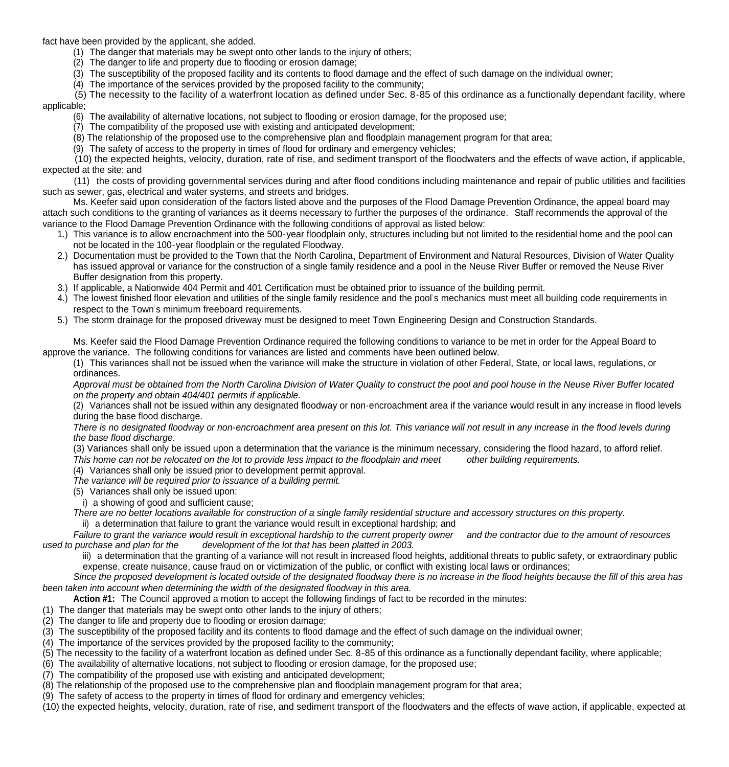fact have been provided by the applicant, she added.

(1) The danger that materials may be swept onto other lands to the injury of others;
(2) The danger to life and property due to flooding or erosion damage;
(3) The susceptibility of the proposed facility and its contents to flood damage and the effect of such damage on the individual owner;
(4) The importance of the services provided by the proposed facility to the community;
(5) The necessity to the facility of a waterfront location as defined under Sec. 8-85 of this ordinance as a functionally dependant facility, where applicable;
(6) The availability of alternative locations, not subject to flooding or erosion damage, for the proposed use;
(7) The compatibility of the proposed use with existing and anticipated development;
(8) The relationship of the proposed use to the comprehensive plan and floodplain management program for that area;
(9) The safety of access to the property in times of flood for ordinary and emergency vehicles;
(10) the expected heights, velocity, duration, rate of rise, and sediment transport of the floodwaters and the effects of wave action, if applicable, expected at the site; and
(11) the costs of providing governmental services during and after flood conditions including maintenance and repair of public utilities and facilities such as sewer, gas, electrical and water systems, and streets and bridges.

Ms. Keefer said upon consideration of the factors listed above and the purposes of the Flood Damage Prevention Ordinance, the appeal board may attach such conditions to the granting of variances as it deems necessary to further the purposes of the ordinance. Staff recommends the approval of the variance to the Flood Damage Prevention Ordinance with the following conditions of approval as listed below:

1.) This variance is to allow encroachment into the 500-year floodplain only, structures including but not limited to the residential home and the pool can not be located in the 100-year floodplain or the regulated Floodway.
2.) Documentation must be provided to the Town that the North Carolina, Department of Environment and Natural Resources, Division of Water Quality has issued approval or variance for the construction of a single family residence and a pool in the Neuse River Buffer or removed the Neuse River Buffer designation from this property.
3.) If applicable, a Nationwide 404 Permit and 401 Certification must be obtained prior to issuance of the building permit.
4.) The lowest finished floor elevation and utilities of the single family residence and the pool's mechanics must meet all building code requirements in respect to the Town's minimum freeboard requirements.
5.) The storm drainage for the proposed driveway must be designed to meet Town Engineering Design and Construction Standards.

Ms. Keefer said the Flood Damage Prevention Ordinance required the following conditions to variance to be met in order for the Appeal Board to approve the variance. The following conditions for variances are listed and comments have been outlined below.

(1) This variances shall not be issued when the variance will make the structure in violation of other Federal, State, or local laws, regulations, or ordinances.

*Approval must be obtained from the North Carolina Division of Water Quality to construct the pool and pool house in the Neuse River Buffer located on the property and obtain 404/401 permits if applicable.*

(2) Variances shall not be issued within any designated floodway or non-encroachment area if the variance would result in any increase in flood levels during the base flood discharge.

*There is no designated floodway or non-encroachment area present on this lot. This variance will not result in any increase in the flood levels during the base flood discharge.*

(3) Variances shall only be issued upon a determination that the variance is the minimum necessary, considering the flood hazard, to afford relief.

*This home can not be relocated on the lot to provide less impact to the floodplain and meet other building requirements.*

(4) Variances shall only be issued prior to development permit approval.

*The variance will be required prior to issuance of a building permit.*

(5) Variances shall only be issued upon:

i) a showing of good and sufficient cause;

*There are no better locations available for construction of a single family residential structure and accessory structures on this property.*

ii) a determination that failure to grant the variance would result in exceptional hardship; and

*Failure to grant the variance would result in exceptional hardship to the current property owner and the contractor due to the amount of resources used to purchase and plan for the development of the lot that has been platted in 2003.*

iii) a determination that the granting of a variance will not result in increased flood heights, additional threats to public safety, or extraordinary public expense, create nuisance, cause fraud on or victimization of the public, or conflict with existing local laws or ordinances;

*Since the proposed development is located outside of the designated floodway there is no increase in the flood heights because the fill of this area has been taken into account when determining the width of the designated floodway in this area.*

**Action #1:** The Council approved a motion to accept the following findings of fact to be recorded in the minutes:

(1) The danger that materials may be swept onto other lands to the injury of others;
(2) The danger to life and property due to flooding or erosion damage;
(3) The susceptibility of the proposed facility and its contents to flood damage and the effect of such damage on the individual owner;
(4) The importance of the services provided by the proposed facility to the community;
(5) The necessity to the facility of a waterfront location as defined under Sec. 8-85 of this ordinance as a functionally dependant facility, where applicable;
(6) The availability of alternative locations, not subject to flooding or erosion damage, for the proposed use;
(7) The compatibility of the proposed use with existing and anticipated development;
(8) The relationship of the proposed use to the comprehensive plan and floodplain management program for that area;
(9) The safety of access to the property in times of flood for ordinary and emergency vehicles;
(10) the expected heights, velocity, duration, rate of rise, and sediment transport of the floodwaters and the effects of wave action, if applicable, expected at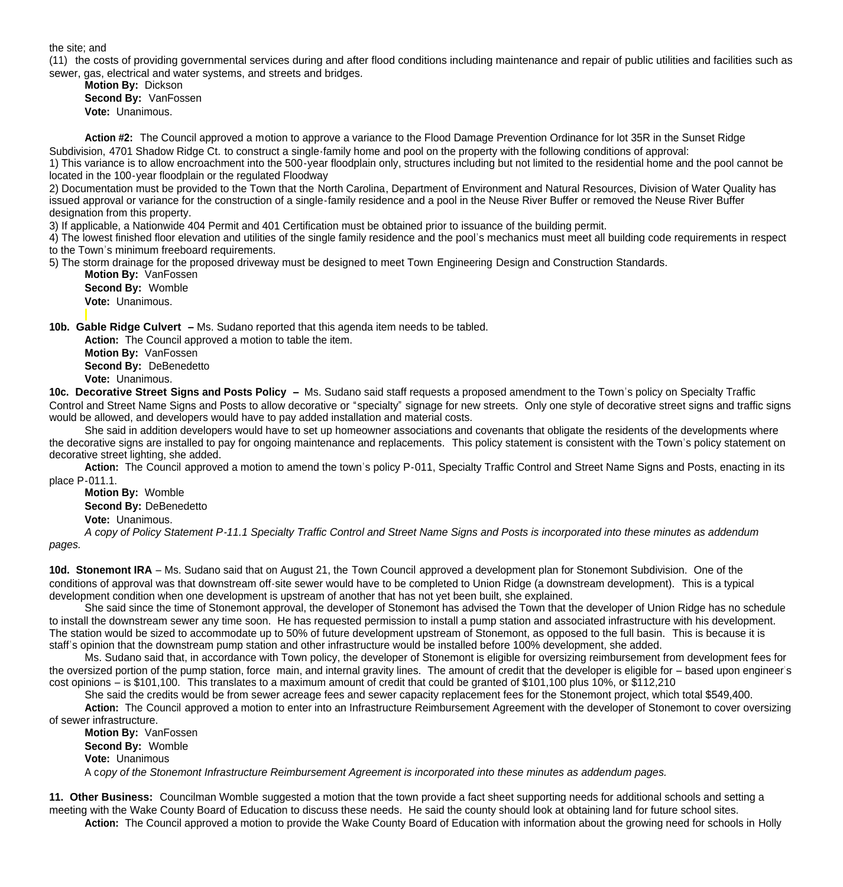the site; and

(11) the costs of providing governmental services during and after flood conditions including maintenance and repair of public utilities and facilities such as sewer, gas, electrical and water systems, and streets and bridges.

**Motion By:** Dickson
**Second By:** VanFossen
**Vote:** Unanimous.

**Action #2:** The Council approved a motion to approve a variance to the Flood Damage Prevention Ordinance for lot 35R in the Sunset Ridge Subdivision, 4701 Shadow Ridge Ct. to construct a single-family home and pool on the property with the following conditions of approval:

1) This variance is to allow encroachment into the 500-year floodplain only, structures including but not limited to the residential home and the pool cannot be located in the 100-year floodplain or the regulated Floodway

2) Documentation must be provided to the Town that the North Carolina, Department of Environment and Natural Resources, Division of Water Quality has issued approval or variance for the construction of a single-family residence and a pool in the Neuse River Buffer or removed the Neuse River Buffer designation from this property.

3) If applicable, a Nationwide 404 Permit and 401 Certification must be obtained prior to issuance of the building permit.

4) The lowest finished floor elevation and utilities of the single family residence and the pool's mechanics must meet all building code requirements in respect to the Town's minimum freeboard requirements.

5) The storm drainage for the proposed driveway must be designed to meet Town Engineering Design and Construction Standards.

**Motion By:** VanFossen
**Second By:** Womble
**Vote:** Unanimous.

**10b. Gable Ridge Culvert –** Ms. Sudano reported that this agenda item needs to be tabled.

**Action:** The Council approved a motion to table the item.
**Motion By:** VanFossen
**Second By:** DeBenedetto
**Vote:** Unanimous.

**10c. Decorative Street Signs and Posts Policy –** Ms. Sudano said staff requests a proposed amendment to the Town's policy on Specialty Traffic Control and Street Name Signs and Posts to allow decorative or "specialty" signage for new streets. Only one style of decorative street signs and traffic signs would be allowed, and developers would have to pay added installation and material costs.

She said in addition developers would have to set up homeowner associations and covenants that obligate the residents of the developments where the decorative signs are installed to pay for ongoing maintenance and replacements. This policy statement is consistent with the Town's policy statement on decorative street lighting, she added.

**Action:** The Council approved a motion to amend the town's policy P-011, Specialty Traffic Control and Street Name Signs and Posts, enacting in its place P-011.1.

**Motion By:** Womble
**Second By:** DeBenedetto
**Vote:** Unanimous.

*A copy of Policy Statement P-11.1 Specialty Traffic Control and Street Name Signs and Posts is incorporated into these minutes as addendum pages.*

**10d. Stonemont IRA** – Ms. Sudano said that on August 21, the Town Council approved a development plan for Stonemont Subdivision. One of the conditions of approval was that downstream off-site sewer would have to be completed to Union Ridge (a downstream development). This is a typical development condition when one development is upstream of another that has not yet been built, she explained.

She said since the time of Stonemont approval, the developer of Stonemont has advised the Town that the developer of Union Ridge has no schedule to install the downstream sewer any time soon. He has requested permission to install a pump station and associated infrastructure with his development. The station would be sized to accommodate up to 50% of future development upstream of Stonemont, as opposed to the full basin. This is because it is staff's opinion that the downstream pump station and other infrastructure would be installed before 100% development, she added.

Ms. Sudano said that, in accordance with Town policy, the developer of Stonemont is eligible for oversizing reimbursement from development fees for the oversized portion of the pump station, force main, and internal gravity lines. The amount of credit that the developer is eligible for – based upon engineer's cost opinions – is $101,100. This translates to a maximum amount of credit that could be granted of $101,100 plus 10%, or $112,210

She said the credits would be from sewer acreage fees and sewer capacity replacement fees for the Stonemont project, which total $549,400.

**Action:** The Council approved a motion to enter into an Infrastructure Reimbursement Agreement with the developer of Stonemont to cover oversizing of sewer infrastructure.

**Motion By:** VanFossen
**Second By:** Womble
**Vote:** Unanimous

A c*opy of the Stonemont Infrastructure Reimbursement Agreement is incorporated into these minutes as addendum pages.*

**11. Other Business:** Councilman Womble suggested a motion that the town provide a fact sheet supporting needs for additional schools and setting a meeting with the Wake County Board of Education to discuss these needs. He said the county should look at obtaining land for future school sites.

**Action:** The Council approved a motion to provide the Wake County Board of Education with information about the growing need for schools in Holly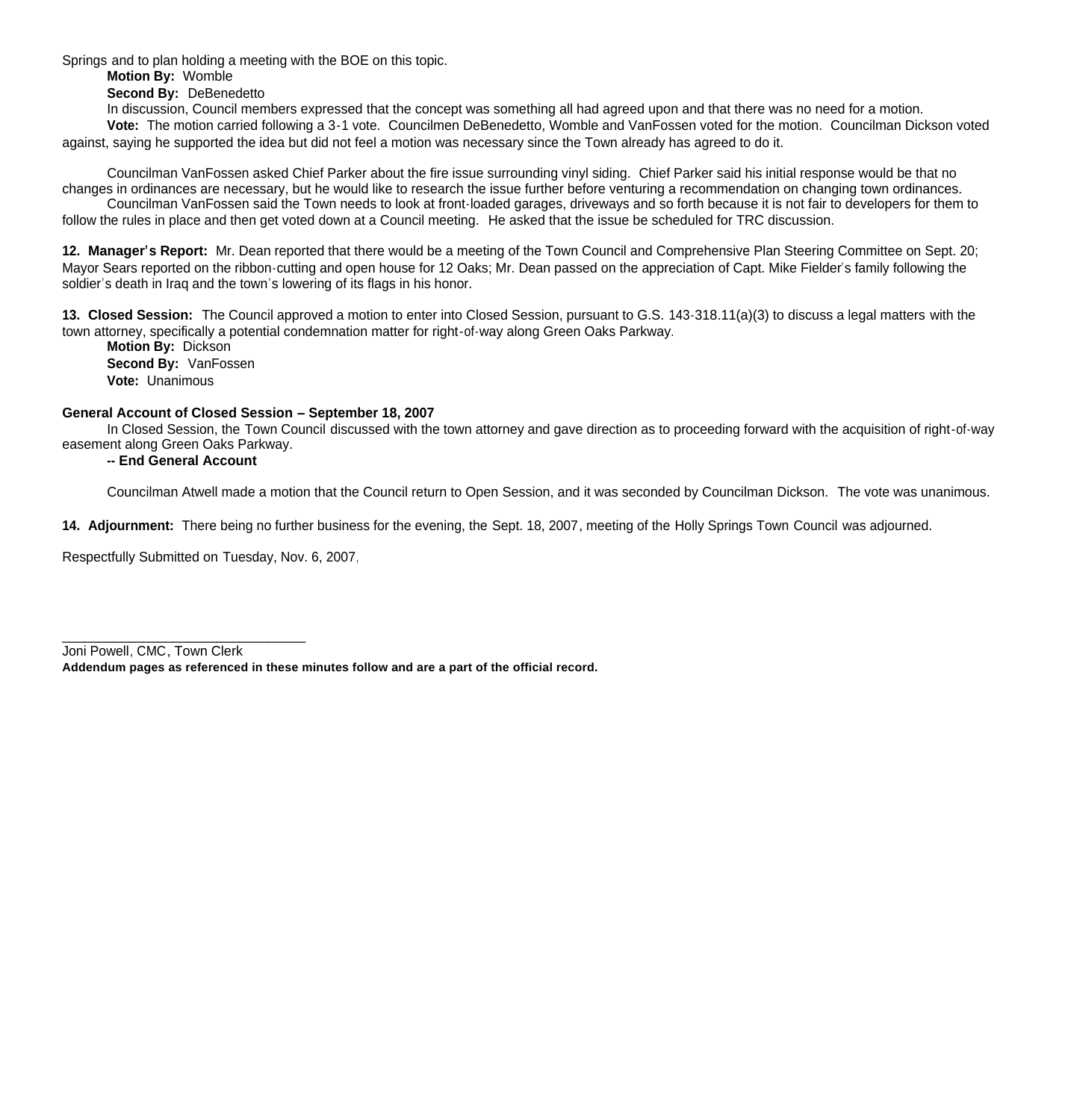Springs and to plan holding a meeting with the BOE on this topic.

**Motion By:** Womble

**Second By:** DeBenedetto

In discussion, Council members expressed that the concept was something all had agreed upon and that there was no need for a motion.

**Vote:** The motion carried following a 3-1 vote. Councilmen DeBenedetto, Womble and VanFossen voted for the motion. Councilman Dickson voted against, saying he supported the idea but did not feel a motion was necessary since the Town already has agreed to do it.

Councilman VanFossen asked Chief Parker about the fire issue surrounding vinyl siding. Chief Parker said his initial response would be that no changes in ordinances are necessary, but he would like to research the issue further before venturing a recommendation on changing town ordinances.

Councilman VanFossen said the Town needs to look at front-loaded garages, driveways and so forth because it is not fair to developers for them to follow the rules in place and then get voted down at a Council meeting. He asked that the issue be scheduled for TRC discussion.

**12. Manager's Report:** Mr. Dean reported that there would be a meeting of the Town Council and Comprehensive Plan Steering Committee on Sept. 20; Mayor Sears reported on the ribbon-cutting and open house for 12 Oaks; Mr. Dean passed on the appreciation of Capt. Mike Fielder's family following the soldier's death in Iraq and the town's lowering of its flags in his honor.

**13. Closed Session:** The Council approved a motion to enter into Closed Session, pursuant to G.S. 143-318.11(a)(3) to discuss a legal matters with the town attorney, specifically a potential condemnation matter for right-of-way along Green Oaks Parkway.

**Motion By:** Dickson

**Second By:** VanFossen

**Vote:** Unanimous

**General Account of Closed Session – September 18, 2007**

In Closed Session, the Town Council discussed with the town attorney and gave direction as to proceeding forward with the acquisition of right-of-way easement along Green Oaks Parkway.

**-- End General Account**

Councilman Atwell made a motion that the Council return to Open Session, and it was seconded by Councilman Dickson. The vote was unanimous.

**14. Adjournment:** There being no further business for the evening, the Sept. 18, 2007, meeting of the Holly Springs Town Council was adjourned.

Respectfully Submitted on Tuesday, Nov. 6, 2007,

_______________________________

Joni Powell, CMC, Town Clerk

**Addendum pages as referenced in these minutes follow and are a part of the official record.**